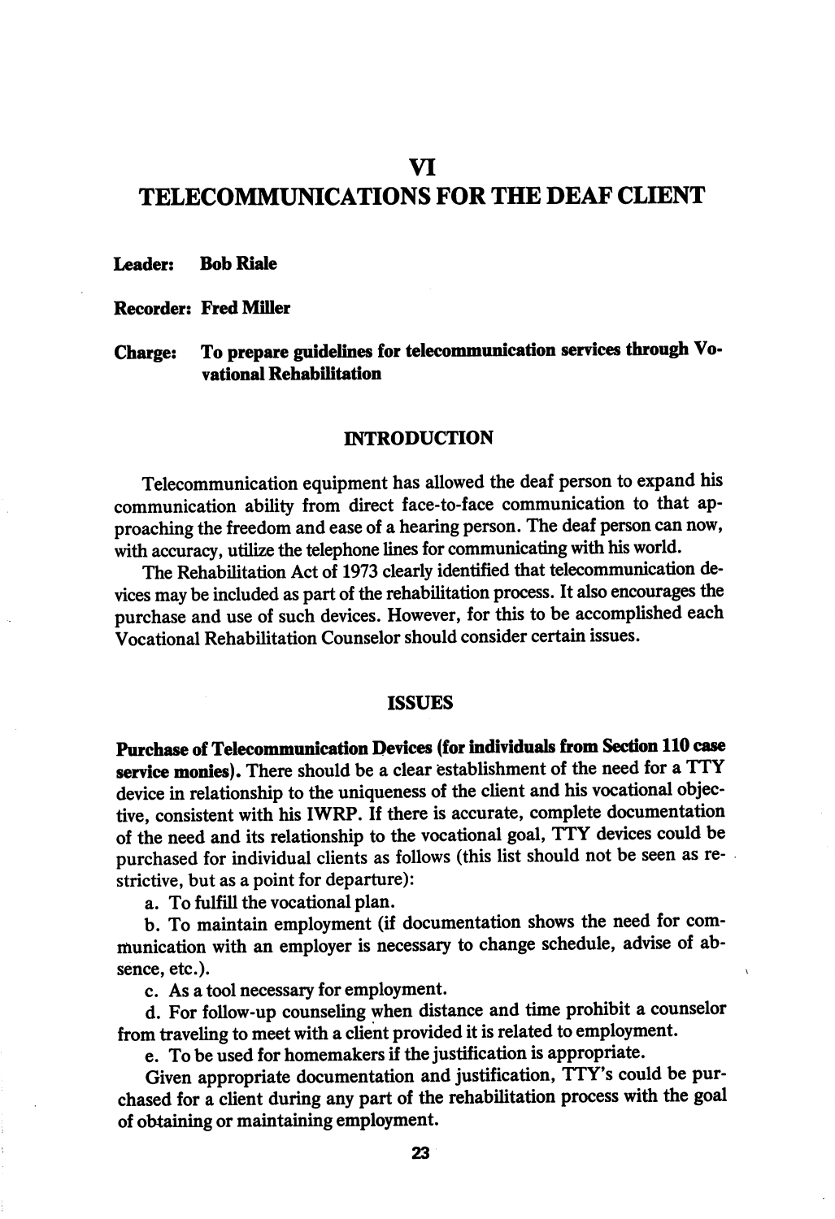# VI

# TELECOMMUNICATIONS FOR THE DEAF CLIENT

**Leader: Bob Riale**

**Recorder: Fred Miller**

**Charge: To prepare guidelines for telecommunication services through Vocational Rehabilitation**

## INTRODUCTION

Telecommunication equipment has allowed the deaf person to expand his communication ability from direct face-to-face communication to that approaching the freedom and ease of a hearing person. The deaf person can now, with accuracy, utilize the telephone lines for communicating with his world.

The Rehabilitation Act of 1973 clearly identified that telecommunication devices may be included as part of the rehabilitation process. It also encourages the purchase and use of such devices. However, for this to be accomplished each Vocational Rehabilitation Counselor should consider certain issues.

## ISSUES

**Purchase of Telecommunication Devices (for individuals from Section 110 case service monies).** There should be a clear establishment of the need for a TTY device in relationship to the uniqueness of the client and his vocational objective, consistent with his IWRP. If there is accurate, complete documentation of the need and its relationship to the vocational goal, TTY devices could be purchased for individual clients as follows (this list should not be seen as restrictive, but as a point for departure):

a. To fulfill the vocational plan.

b. To maintain employment (if documentation shows the need for communication with an employer is necessary to change schedule, advise of absence, etc.).

c. As a tool necessary for employment.

d. For follow-up counseling when distance and time prohibit a counselor from traveling to meet with a client provided it is related to employment.

e. To be used for homemakers if the justification is appropriate.

Given appropriate documentation and justification, TTY's could be purchased for a client during any part of the rehabilitation process with the goal of obtaining or maintaining employment.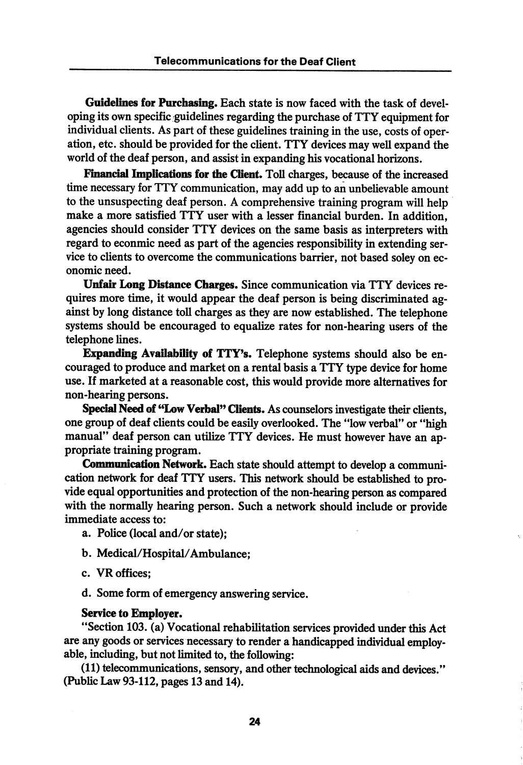**Guidelines for Purchasing.** Each state is now faced with the task of developing its own specific guidelines regarding the purchase of TTY equipment for individual clients. As part of these guidelines training in the use, costs of operation, etc. should be provided for the client. TTY devices may well expand the world of the deaf person, and assist in expanding his vocational horizons.

**Financial Implications for the Client.** Toll charges, because of the increased time necessary for TTY communication, may add up to an unbelievable amount to the unsuspecting deaf person. A comprehensive training program will help make a more satisfied TTY user with a lesser financial burden. In addition, agencies should consider TTY devices on the same basis as interpreters with regard to econmic need as part of the agencies responsibility in extending service to clients to overcome the communications barrier, not based soley on economic need.

**Unfair Long Distance Charges.** Since communication via TTY devices requires more time, it would appear the deaf person is being discriminated against by long distance toll charges as they are now established. The telephone systems should be encouraged to equalize rates for non-hearing users of the telephone lines.

**Expanding Availability of TTY's.** Telephone systems should also be encouraged to produce and market on a rental basis a TTY type device for home use. If marketed at a reasonable cost, this would provide more alternatives for non-hearing persons.

**Special Need of "Low Verbal" Clients.** As counselors investigate their clients, one group of deaf clients could be easily overlooked. The "low verbal" or "high manual" deaf person can utilize TTY devices. He must however have an appropriate training program.

**Communication Network.** Each state should attempt to develop a communication network for deaf TTY users. This network should be established to provide equal opportunities and protection of the non-hearing person as compared with the normally hearing person. Such a network should include or provide immediate access to:

a. Police (local and/or state);

b. Medical/Hospital/Ambulance;

c. VR offices;

d. Some form of emergency answering service.

**Service to Employer.**

"Section 103. (a) Vocational rehabilitation services provided under this Act are any goods or services necessary to render a handicapped individual employable, including, but not limited to, the following:

(11) telecommunications, sensory, and other technological aids and devices." (Public Law 93-112, pages 13 and 14).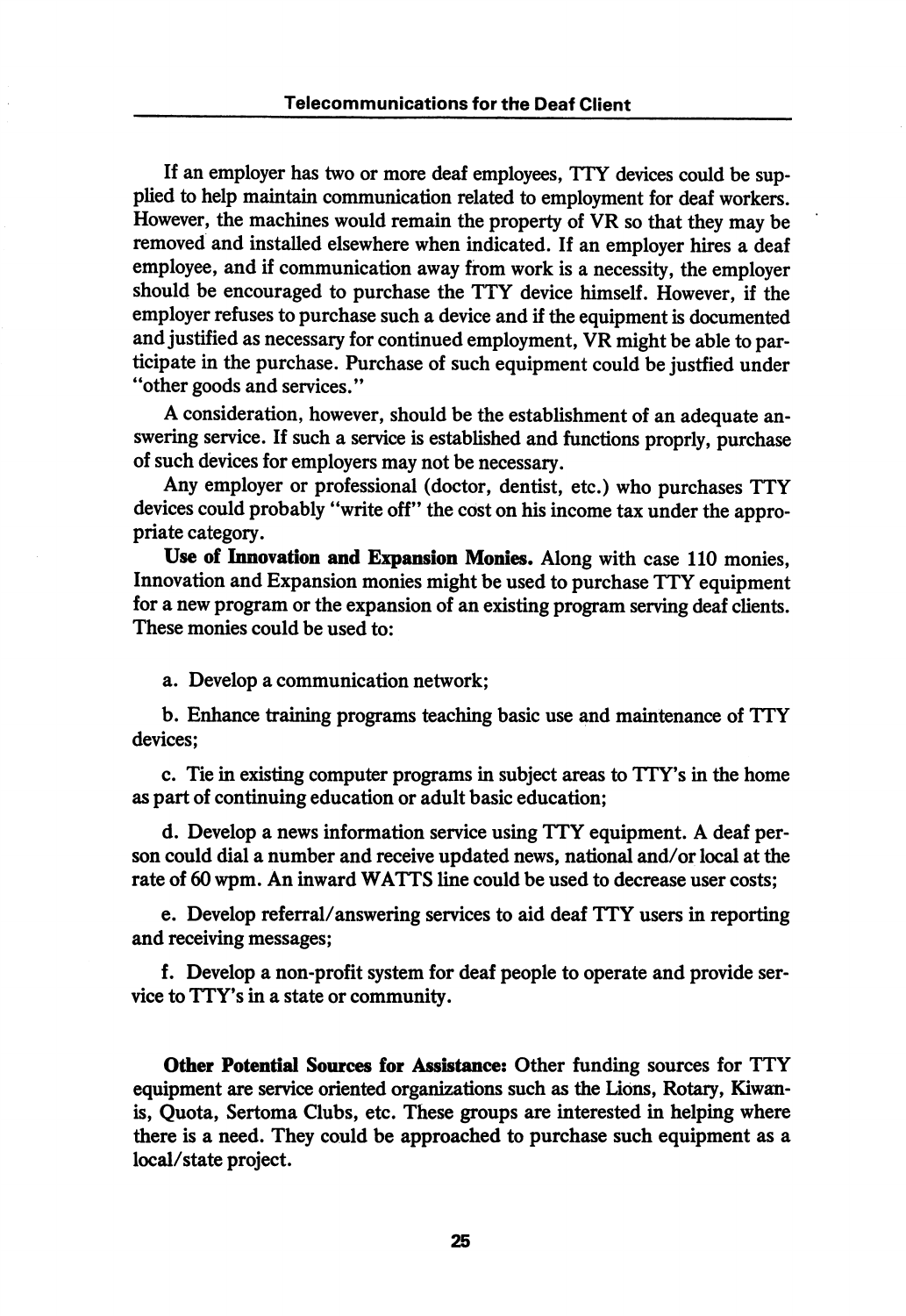If an employer has two or more deaf employees, TTY devices could be supplied to help maintain communication related to employment for deaf workers. However, the machines would remain the property of VR so that they may be removed and installed elsewhere when indicated. If an employer hires a deaf employee, and if communication away from work is a necessity, the employer should be encouraged to purchase the TTY device himself. However, if the employer refuses to purchase such a device and if the equipment is documented and justified as necessary for continued employment, VR might be able to participate in the purchase. Purchase of such equipment could be justfied under "other goods and services."

A consideration, however, should be the establishment of an adequate answering service. If such a service is established and functions proprly, purchase of such devices for employers may not be necessary.

Any employer or professional (doctor, dentist, etc.) who purchases TTY devices could probably "write off" the cost on his income tax under the appropriate category.

**Use of Innovation and Expansion Monies.** Along with case 110 monies, Innovation and Expansion monies might be used to purchase TTY equipment for a new program or the expansion of an existing program serving deaf clients. These monies could be used to:

a. Develop a communication network;

b. Enhance training programs teaching basic use and maintenance of TTY devices;

c. Tie in existing computer programs in subject areas to TTY's in the home as part of continuing education or adult basic education;

d. Develop a news information service using TTY equipment. A deaf person could dial a number and receive updated news, national and/or local at the rate of 60 wpm. An inward WATTS line could be used to decrease user costs;

e. Develop referral/answering services to aid deaf TTY users in reporting and receiving messages;

f. Develop a non-profit system for deaf people to operate and provide service to TTY's in a state or community.

**Other Potential Sources for Assistance:** Other funding sources for TTY equipment are service oriented organizations such as the Lions, Rotary, Kiwanis, Quota, Sertoma Clubs, etc. These groups are interested in helping where there is a need. They could be approached to purchase such equipment as a local/state project.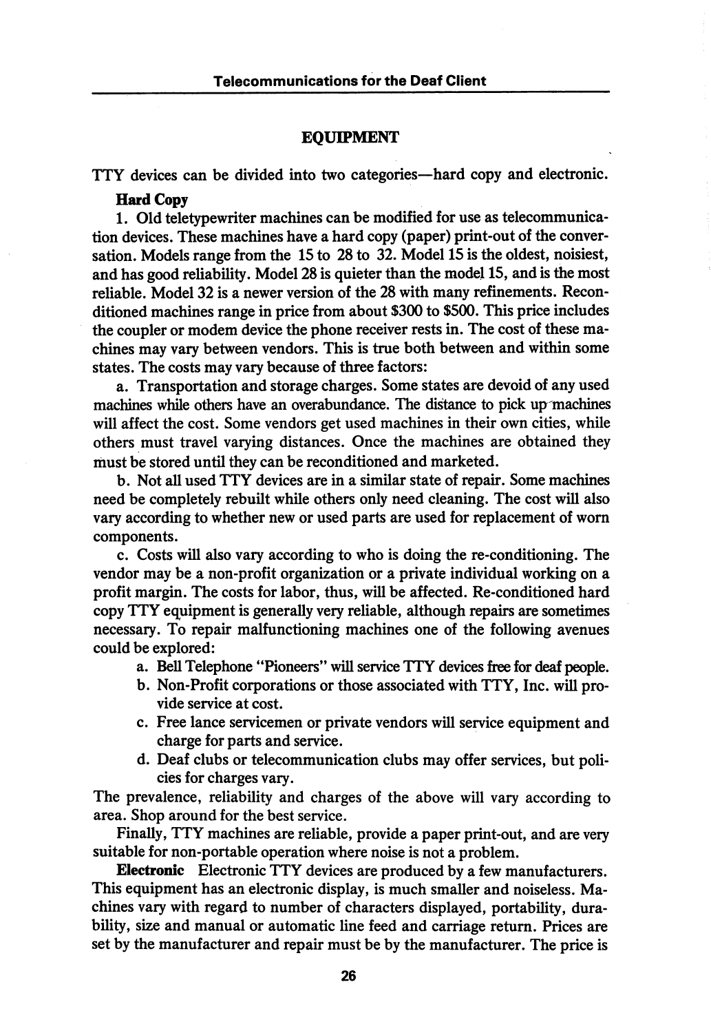## EQUIPMENT

TTY devices can be divided into two categories—hard copy and electronic.

**Hard Copy**

1. Old teletypewriter machines can be modified for use as telecommunication devices. These machines have a hard copy (paper) print-out of the conversation. Models range from the 15 to 28 to 32. Model 15 is the oldest, noisiest, and has good reliability. Model 28 is quieter than the model 15, and is the most reliable. Model 32 is a newer version of the 28 with many refinements. Reconditioned machines range in price from about $300 to $500. This price includes the coupler or modem device the phone receiver rests in. The cost of these machines may vary between vendors. This is true both between and within some states. The costs may vary because of three factors:

a. Transportation and storage charges. Some states are devoid of any used machines while others have an overabundance. The distance to pick up machines will affect the cost. Some vendors get used machines in their own cities, while others must travel varying distances. Once the machines are obtained they must be stored until they can be reconditioned and marketed.

b. Not all used TTY devices are in a similar state of repair. Some machines need be completely rebuilt while others only need cleaning. The cost will also vary according to whether new or used parts are used for replacement of worn components.

c. Costs will also vary according to who is doing the re-conditioning. The vendor may be a non-profit organization or a private individual working on a profit margin. The costs for labor, thus, will be affected. Re-conditioned hard copy TTY equipment is generally very reliable, although repairs are sometimes necessary. To repair malfunctioning machines one of the following avenues could be explored:

a. Bell Telephone "Pioneers" will service TTY devices free for deaf people.
b. Non-Profit corporations or those associated with TTY, Inc. will provide service at cost.
c. Free lance servicemen or private vendors will service equipment and charge for parts and service.
d. Deaf clubs or telecommunication clubs may offer services, but policies for charges vary.

The prevalence, reliability and charges of the above will vary according to area. Shop around for the best service.

Finally, TTY machines are reliable, provide a paper print-out, and are very suitable for non-portable operation where noise is not a problem.

**Electronic** Electronic TTY devices are produced by a few manufacturers. This equipment has an electronic display, is much smaller and noiseless. Machines vary with regard to number of characters displayed, portability, durability, size and manual or automatic line feed and carriage return. Prices are set by the manufacturer and repair must be by the manufacturer. The price is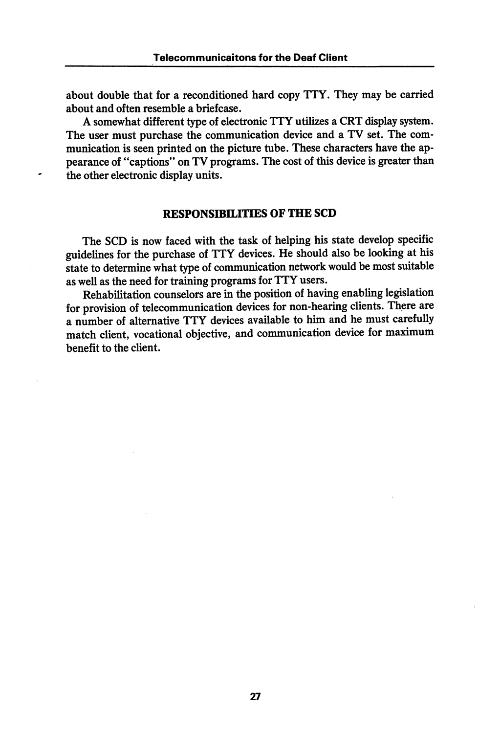about double that for a reconditioned hard copy TTY. They may be carried about and often resemble a briefcase.

A somewhat different type of electronic TTY utilizes a CRT display system. The user must purchase the communication device and a TV set. The communication is seen printed on the picture tube. These characters have the appearance of "captions" on TV programs. The cost of this device is greater than the other electronic display units.

## RESPONSIBILITIES OF THE SCD

The SCD is now faced with the task of helping his state develop specific guidelines for the purchase of TTY devices. He should also be looking at his state to determine what type of communication network would be most suitable as well as the need for training programs for TTY users.

Rehabilitation counselors are in the position of having enabling legislation for provision of telecommunication devices for non-hearing clients. There are a number of alternative TTY devices available to him and he must carefully match client, vocational objective, and communication device for maximum benefit to the client.